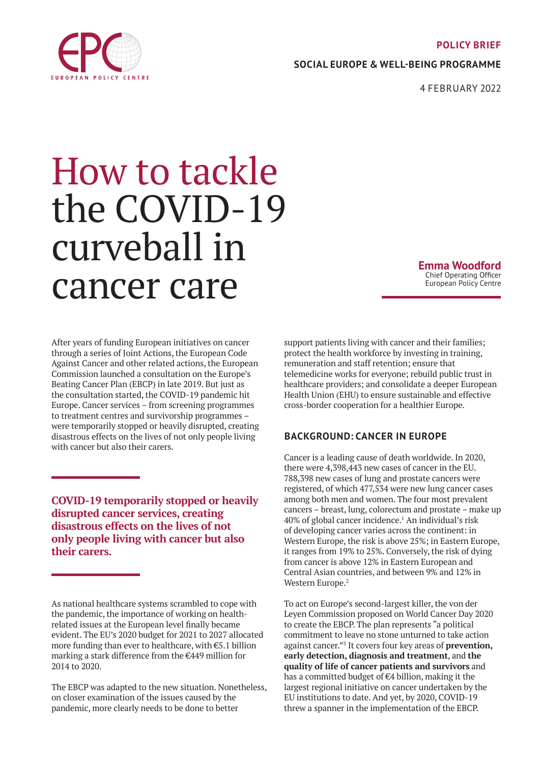POLICY BRIEF

SOCIAL EUROPE & WELL-BEING PROGRAMME

4 FEBRUARY 2022

# How to tackle the COVID-19 curveball in cancer care

**Emma Woodford**
Chief Operating Officer
European Policy Centre

After years of funding European initiatives on cancer through a series of Joint Actions, the European Code Against Cancer and other related actions, the European Commission launched a consultation on the Europe's Beating Cancer Plan (EBCP) in late 2019. But just as the consultation started, the COVID-19 pandemic hit Europe. Cancer services – from screening programmes to treatment centres and survivorship programmes – were temporarily stopped or heavily disrupted, creating disastrous effects on the lives of not only people living with cancer but also their carers.

**COVID-19 temporarily stopped or heavily disrupted cancer services, creating disastrous effects on the lives of not only people living with cancer but also their carers.**

As national healthcare systems scrambled to cope with the pandemic, the importance of working on health-related issues at the European level finally became evident. The EU's 2020 budget for 2021 to 2027 allocated more funding than ever to healthcare, with €5.1 billion marking a stark difference from the €449 million for 2014 to 2020.

The EBCP was adapted to the new situation. Nonetheless, on closer examination of the issues caused by the pandemic, more clearly needs to be done to better support patients living with cancer and their families; protect the health workforce by investing in training, remuneration and staff retention; ensure that telemedicine works for everyone; rebuild public trust in healthcare providers; and consolidate a deeper European Health Union (EHU) to ensure sustainable and effective cross-border cooperation for a healthier Europe.

## BACKGROUND: CANCER IN EUROPE

Cancer is a leading cause of death worldwide. In 2020, there were 4,398,443 new cases of cancer in the EU. 788,398 new cases of lung and prostate cancers were registered, of which 477,534 were new lung cancer cases among both men and women. The four most prevalent cancers – breast, lung, colorectum and prostate – make up 40% of global cancer incidence.[1] An individual's risk of developing cancer varies across the continent: in Western Europe, the risk is above 25%; in Eastern Europe, it ranges from 19% to 25%. Conversely, the risk of dying from cancer is above 12% in Eastern European and Central Asian countries, and between 9% and 12% in Western Europe.[2]

To act on Europe's second-largest killer, the von der Leyen Commission proposed on World Cancer Day 2020 to create the EBCP. The plan represents "a political commitment to leave no stone unturned to take action against cancer."[3] It covers four key areas of **prevention, early detection, diagnosis and treatment**, and **the quality of life of cancer patients and survivors** and has a committed budget of €4 billion, making it the largest regional initiative on cancer undertaken by the EU institutions to date. And yet, by 2020, COVID-19 threw a spanner in the implementation of the EBCP.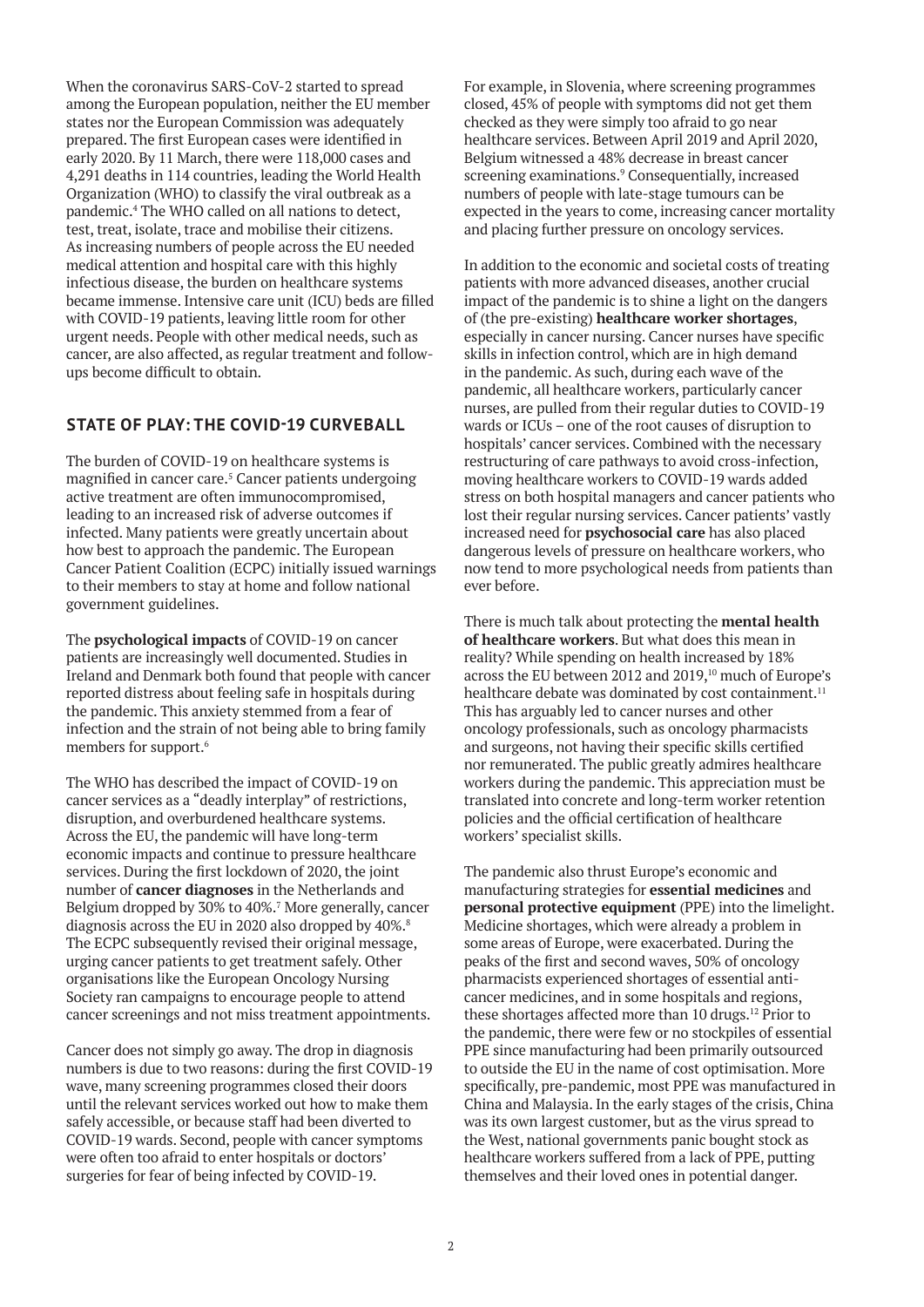When the coronavirus SARS-CoV-2 started to spread among the European population, neither the EU member states nor the European Commission was adequately prepared. The first European cases were identified in early 2020. By 11 March, there were 118,000 cases and 4,291 deaths in 114 countries, leading the World Health Organization (WHO) to classify the viral outbreak as a pandemic.[4] The WHO called on all nations to detect, test, treat, isolate, trace and mobilise their citizens. As increasing numbers of people across the EU needed medical attention and hospital care with this highly infectious disease, the burden on healthcare systems became immense. Intensive care unit (ICU) beds are filled with COVID-19 patients, leaving little room for other urgent needs. People with other medical needs, such as cancer, are also affected, as regular treatment and follow-ups become difficult to obtain.

## STATE OF PLAY: THE COVID-19 CURVEBALL

The burden of COVID-19 on healthcare systems is magnified in cancer care.[5] Cancer patients undergoing active treatment are often immunocompromised, leading to an increased risk of adverse outcomes if infected. Many patients were greatly uncertain about how best to approach the pandemic. The European Cancer Patient Coalition (ECPC) initially issued warnings to their members to stay at home and follow national government guidelines.

The **psychological impacts** of COVID-19 on cancer patients are increasingly well documented. Studies in Ireland and Denmark both found that people with cancer reported distress about feeling safe in hospitals during the pandemic. This anxiety stemmed from a fear of infection and the strain of not being able to bring family members for support.[6]

The WHO has described the impact of COVID-19 on cancer services as a "deadly interplay" of restrictions, disruption, and overburdened healthcare systems. Across the EU, the pandemic will have long-term economic impacts and continue to pressure healthcare services. During the first lockdown of 2020, the joint number of **cancer diagnoses** in the Netherlands and Belgium dropped by 30% to 40%.[7] More generally, cancer diagnosis across the EU in 2020 also dropped by 40%.[8] The ECPC subsequently revised their original message, urging cancer patients to get treatment safely. Other organisations like the European Oncology Nursing Society ran campaigns to encourage people to attend cancer screenings and not miss treatment appointments.

Cancer does not simply go away. The drop in diagnosis numbers is due to two reasons: during the first COVID-19 wave, many screening programmes closed their doors until the relevant services worked out how to make them safely accessible, or because staff had been diverted to COVID-19 wards. Second, people with cancer symptoms were often too afraid to enter hospitals or doctors' surgeries for fear of being infected by COVID-19.

For example, in Slovenia, where screening programmes closed, 45% of people with symptoms did not get them checked as they were simply too afraid to go near healthcare services. Between April 2019 and April 2020, Belgium witnessed a 48% decrease in breast cancer screening examinations.[9] Consequentially, increased numbers of people with late-stage tumours can be expected in the years to come, increasing cancer mortality and placing further pressure on oncology services.

In addition to the economic and societal costs of treating patients with more advanced diseases, another crucial impact of the pandemic is to shine a light on the dangers of (the pre-existing) **healthcare worker shortages**, especially in cancer nursing. Cancer nurses have specific skills in infection control, which are in high demand in the pandemic. As such, during each wave of the pandemic, all healthcare workers, particularly cancer nurses, are pulled from their regular duties to COVID-19 wards or ICUs – one of the root causes of disruption to hospitals' cancer services. Combined with the necessary restructuring of care pathways to avoid cross-infection, moving healthcare workers to COVID-19 wards added stress on both hospital managers and cancer patients who lost their regular nursing services. Cancer patients' vastly increased need for **psychosocial care** has also placed dangerous levels of pressure on healthcare workers, who now tend to more psychological needs from patients than ever before.

There is much talk about protecting the **mental health of healthcare workers**. But what does this mean in reality? While spending on health increased by 18% across the EU between 2012 and 2019,[10] much of Europe's healthcare debate was dominated by cost containment.[11] This has arguably led to cancer nurses and other oncology professionals, such as oncology pharmacists and surgeons, not having their specific skills certified nor remunerated. The public greatly admires healthcare workers during the pandemic. This appreciation must be translated into concrete and long-term worker retention policies and the official certification of healthcare workers' specialist skills.

The pandemic also thrust Europe's economic and manufacturing strategies for **essential medicines** and **personal protective equipment** (PPE) into the limelight. Medicine shortages, which were already a problem in some areas of Europe, were exacerbated. During the peaks of the first and second waves, 50% of oncology pharmacists experienced shortages of essential anti-cancer medicines, and in some hospitals and regions, these shortages affected more than 10 drugs.[12] Prior to the pandemic, there were few or no stockpiles of essential PPE since manufacturing had been primarily outsourced to outside the EU in the name of cost optimisation. More specifically, pre-pandemic, most PPE was manufactured in China and Malaysia. In the early stages of the crisis, China was its own largest customer, but as the virus spread to the West, national governments panic bought stock as healthcare workers suffered from a lack of PPE, putting themselves and their loved ones in potential danger.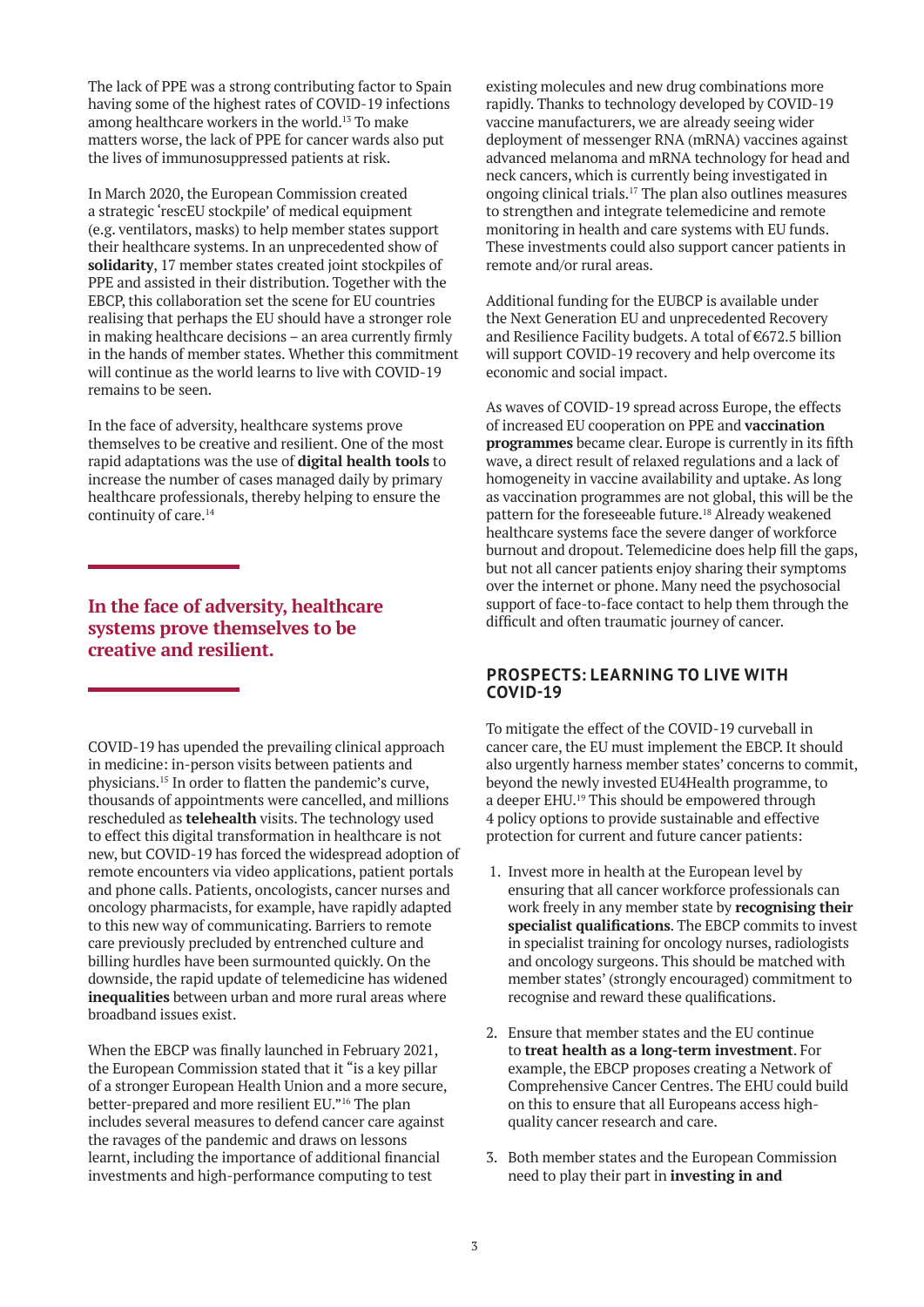The lack of PPE was a strong contributing factor to Spain having some of the highest rates of COVID-19 infections among healthcare workers in the world.[13] To make matters worse, the lack of PPE for cancer wards also put the lives of immunosuppressed patients at risk.

In March 2020, the European Commission created a strategic 'rescEU stockpile' of medical equipment (e.g. ventilators, masks) to help member states support their healthcare systems. In an unprecedented show of **solidarity**, 17 member states created joint stockpiles of PPE and assisted in their distribution. Together with the EBCP, this collaboration set the scene for EU countries realising that perhaps the EU should have a stronger role in making healthcare decisions – an area currently firmly in the hands of member states. Whether this commitment will continue as the world learns to live with COVID-19 remains to be seen.

In the face of adversity, healthcare systems prove themselves to be creative and resilient. One of the most rapid adaptations was the use of **digital health tools** to increase the number of cases managed daily by primary healthcare professionals, thereby helping to ensure the continuity of care.[14]

**In the face of adversity, healthcare systems prove themselves to be creative and resilient.**

COVID-19 has upended the prevailing clinical approach in medicine: in-person visits between patients and physicians.[15] In order to flatten the pandemic's curve, thousands of appointments were cancelled, and millions rescheduled as **telehealth** visits. The technology used to effect this digital transformation in healthcare is not new, but COVID-19 has forced the widespread adoption of remote encounters via video applications, patient portals and phone calls. Patients, oncologists, cancer nurses and oncology pharmacists, for example, have rapidly adapted to this new way of communicating. Barriers to remote care previously precluded by entrenched culture and billing hurdles have been surmounted quickly. On the downside, the rapid update of telemedicine has widened **inequalities** between urban and more rural areas where broadband issues exist.

When the EBCP was finally launched in February 2021, the European Commission stated that it "is a key pillar of a stronger European Health Union and a more secure, better-prepared and more resilient EU."[16] The plan includes several measures to defend cancer care against the ravages of the pandemic and draws on lessons learnt, including the importance of additional financial investments and high-performance computing to test existing molecules and new drug combinations more rapidly. Thanks to technology developed by COVID-19 vaccine manufacturers, we are already seeing wider deployment of messenger RNA (mRNA) vaccines against advanced melanoma and mRNA technology for head and neck cancers, which is currently being investigated in ongoing clinical trials.[17] The plan also outlines measures to strengthen and integrate telemedicine and remote monitoring in health and care systems with EU funds. These investments could also support cancer patients in remote and/or rural areas.

Additional funding for the EUBCP is available under the Next Generation EU and unprecedented Recovery and Resilience Facility budgets. A total of €672.5 billion will support COVID-19 recovery and help overcome its economic and social impact.

As waves of COVID-19 spread across Europe, the effects of increased EU cooperation on PPE and **vaccination programmes** became clear. Europe is currently in its fifth wave, a direct result of relaxed regulations and a lack of homogeneity in vaccine availability and uptake. As long as vaccination programmes are not global, this will be the pattern for the foreseeable future.[18] Already weakened healthcare systems face the severe danger of workforce burnout and dropout. Telemedicine does help fill the gaps, but not all cancer patients enjoy sharing their symptoms over the internet or phone. Many need the psychosocial support of face-to-face contact to help them through the difficult and often traumatic journey of cancer.

## PROSPECTS: LEARNING TO LIVE WITH COVID-19

To mitigate the effect of the COVID-19 curveball in cancer care, the EU must implement the EBCP. It should also urgently harness member states' concerns to commit, beyond the newly invested EU4Health programme, to a deeper EHU.[19] This should be empowered through 4 policy options to provide sustainable and effective protection for current and future cancer patients:

1. Invest more in health at the European level by ensuring that all cancer workforce professionals can work freely in any member state by **recognising their specialist qualifications**. The EBCP commits to invest in specialist training for oncology nurses, radiologists and oncology surgeons. This should be matched with member states' (strongly encouraged) commitment to recognise and reward these qualifications.

2. Ensure that member states and the EU continue to **treat health as a long-term investment**. For example, the EBCP proposes creating a Network of Comprehensive Cancer Centres. The EHU could build on this to ensure that all Europeans access high-quality cancer research and care.

3. Both member states and the European Commission need to play their part in **investing in and**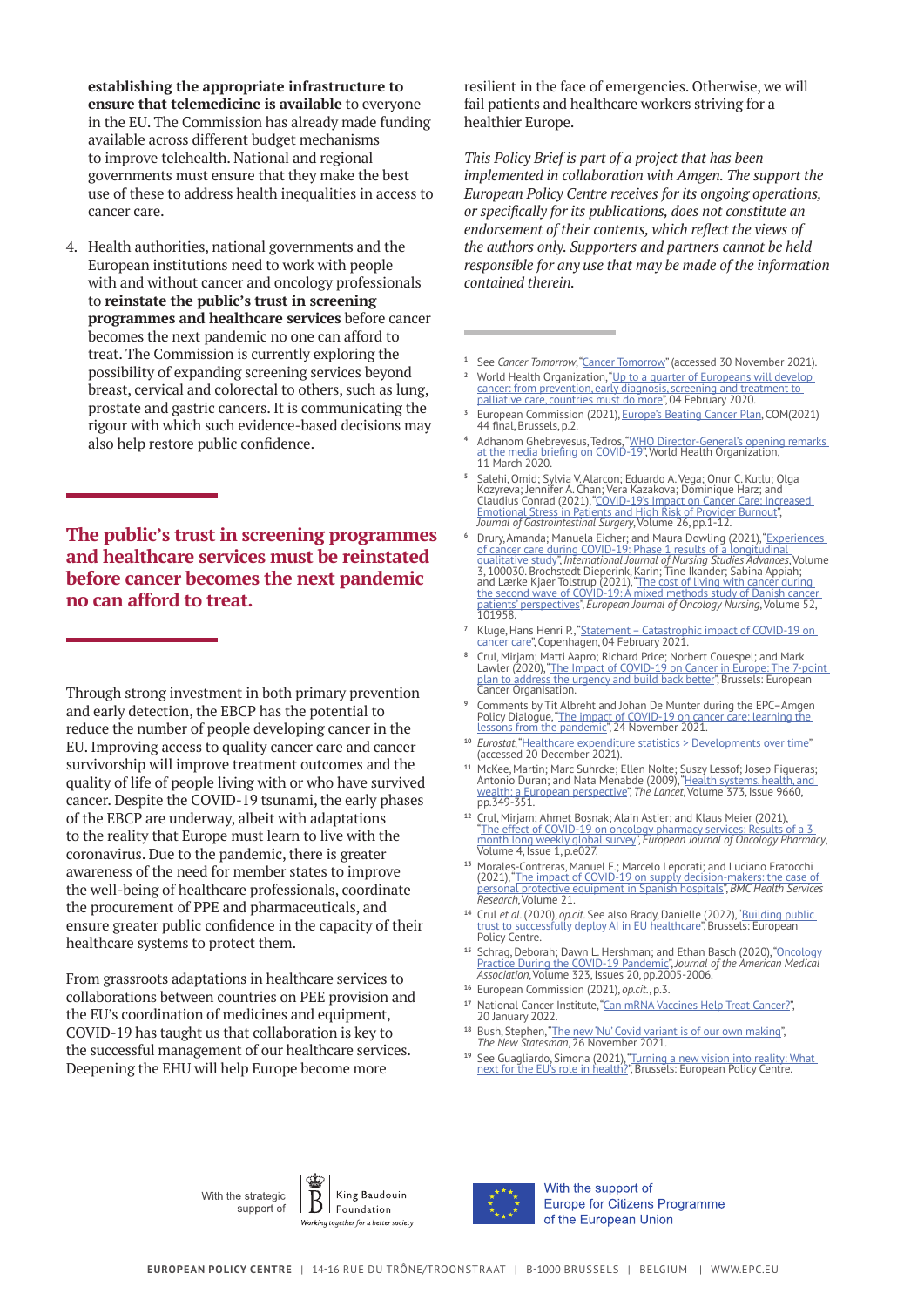**establishing the appropriate infrastructure to ensure that telemedicine is available** to everyone in the EU. The Commission has already made funding available across different budget mechanisms to improve telehealth. National and regional governments must ensure that they make the best use of these to address health inequalities in access to cancer care.

4. Health authorities, national governments and the European institutions need to work with people with and without cancer and oncology professionals to **reinstate the public's trust in screening programmes and healthcare services** before cancer becomes the next pandemic no one can afford to treat. The Commission is currently exploring the possibility of expanding screening services beyond breast, cervical and colorectal to others, such as lung, prostate and gastric cancers. It is communicating the rigour with which such evidence-based decisions may also help restore public confidence.

**The public's trust in screening programmes and healthcare services must be reinstated before cancer becomes the next pandemic no can afford to treat.**

Through strong investment in both primary prevention and early detection, the EBCP has the potential to reduce the number of people developing cancer in the EU. Improving access to quality cancer care and cancer survivorship will improve treatment outcomes and the quality of life of people living with or who have survived cancer. Despite the COVID-19 tsunami, the early phases of the EBCP are underway, albeit with adaptations to the reality that Europe must learn to live with the coronavirus. Due to the pandemic, there is greater awareness of the need for member states to improve the well-being of healthcare professionals, coordinate the procurement of PPE and pharmaceuticals, and ensure greater public confidence in the capacity of their healthcare systems to protect them.

From grassroots adaptations in healthcare services to collaborations between countries on PEE provision and the EU's coordination of medicines and equipment, COVID-19 has taught us that collaboration is key to the successful management of our healthcare services. Deepening the EHU will help Europe become more resilient in the face of emergencies. Otherwise, we will fail patients and healthcare workers striving for a healthier Europe.

*This Policy Brief is part of a project that has been implemented in collaboration with Amgen. The support the European Policy Centre receives for its ongoing operations, or specifically for its publications, does not constitute an endorsement of their contents, which reflect the views of the authors only. Supporters and partners cannot be held responsible for any use that may be made of the information contained therein.*

---

[1] See *Cancer Tomorrow*, "Cancer Tomorrow" (accessed 30 November 2021).

[2] World Health Organization, "Up to a quarter of Europeans will develop cancer: from prevention, early diagnosis, screening and treatment to palliative care, countries must do more", 04 February 2020.

[3] European Commission (2021), Europe's Beating Cancer Plan, COM(2021) 44 final, Brussels, p.2.

[4] Adhanom Ghebreyesus, Tedros, "WHO Director-General's opening remarks at the media briefing on COVID-19", World Health Organization, 11 March 2020.

[5] Salehi, Omid; Sylvia V. Alarcon; Eduardo A. Vega; Onur C. Kutlu; Olga Kazakova; Jennifer A. Chan; Vera Kazakova; Dominique Haber; and Claudius Conrad (2021), "COVID-19's Impact on Cancer Care: Increased Emotional Stress in Patients and High Risk of Provider Burnout", *Journal of Gastrointestinal Surgery*, Volume 26, pp.1-12.

[6] Drury, Amanda; Manuela Eicher; and Maura Dowling (2021), "Experiences of cancer care during COVID-19: Phase 1 results of a longitudinal qualitative study", *International Journal of Nursing Studies Advances*, Volume 3, 100030. Brochstedt Dieperink, Karin; Tine Ikander; Sabina Appiah; and Lærke Kjaer Tolstrup (2021), "The cost of living with cancer during the second wave of COVID-19: A mixed methods study of Danish cancer patients' perspectives", *European Journal of Oncology Nursing*, Volume 52, 101958.

[7] Kluge, Hans Henri P., "Statement – Catastrophic impact of COVID-19 on cancer care", Copenhagen, 04 February 2021.

[8] Crul, Mirjam; Matti Aapro; Richard Price; Norbert Couespel; and Mark Lawler (2020), "The Impact of COVID-19 on Cancer in Europe: The 7-point plan to address the urgency and build back better", Brussels: European Cancer Organisation.

[9] Comments by Tit Albreht and Johan De Munter during the EPC–Amgen Policy Dialogue, "The impact of COVID-19 on cancer care: learning the lessons from the pandemic", 24 November 2021.

[10] *Eurostat*, "Healthcare expenditure statistics > Developments over time" (accessed 20 December 2021).

[11] McKee, Martin; Marc Suhrcke; Ellen Nolte; Suszy Lessof; Josep Figueras; Antonio Duran; and Nata Menabde (2009), "Health systems, health, and wealth: a European perspective", *The Lancet*, Volume 373, Issue 9660, pp.349-351.

[12] Crul, Mirjam; Ahmet Bosnak; Alain Astier; and Klaus Meier (2021), "The effect of COVID-19 on oncology pharmacy services: Results of a 3 month long weekly global survey", *European Journal of Oncology Pharmacy*, Volume 4, Issue 1, p.e027.

[13] Morales-Contreras, Manuel F.; Marcelo Leporati; and Luciano Fratocchi (2021), "The impact of COVID-19 on supply decision-makers: the case of personal protective equipment in Spanish hospitals", *BMC Health Services Research*, Volume 21.

[14] Crul *et al.* (2020), *op.cit.* See also Brady, Danielle (2022), "Building public trust to successfully deploy AI in EU healthcare", Brussels: European Policy Centre.

[15] Schrag, Deborah; Dawn L. Hershman; and Ethan Basch (2020), "Oncology Practice During the COVID-19 Pandemic", *Journal of the American Medical Association*, Volume 323, Issues 20, pp.2005-2006.

[16] European Commission (2021), *op.cit.*, p.3.

[17] National Cancer Institute, "Can mRNA Vaccines Help Treat Cancer?", 20 January 2022.

[18] Bush, Stephen, "The new 'Nu' Covid variant is of our own making", *The New Statesman*, 26 November 2021.

[19] See Guagliardo, Simona (2021), "Turning a new vision into reality: What next for the EU's role in health?", Brussels: European Policy Centre.

With the strategic support of King Baudouin Foundation – Working together for a better society

With the support of Europe for Citizens Programme of the European Union